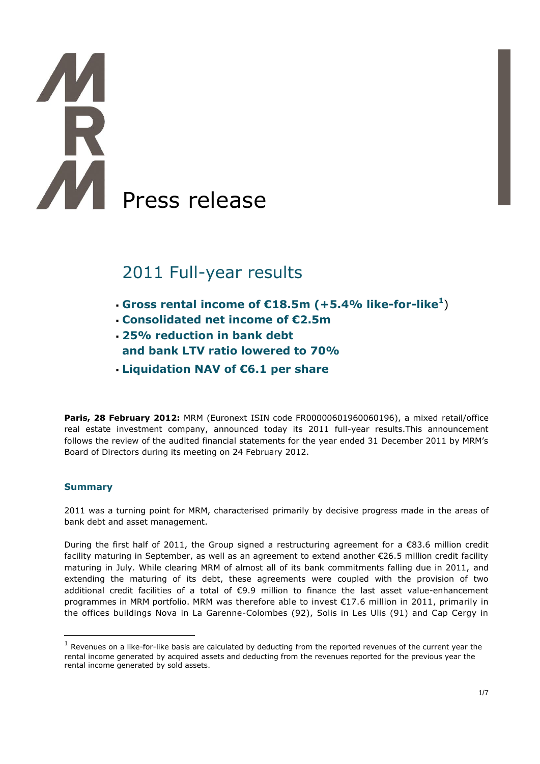# Press release

## 2011 Full-year results

- **Gross rental income of €18.5m (+5.4% like-for-like[1])**
- **Consolidated net income of €2.5m**
- **25% reduction in bank debt and bank LTV ratio lowered to 70%**
- **Liquidation NAV of €6.1 per share**

**Paris, 28 February 2012:** MRM (Euronext ISIN code FR00000601960060196), a mixed retail/office real estate investment company, announced today its 2011 full-year results.This announcement follows the review of the audited financial statements for the year ended 31 December 2011 by MRM's Board of Directors during its meeting on 24 February 2012.

### Summary

2011 was a turning point for MRM, characterised primarily by decisive progress made in the areas of bank debt and asset management.

During the first half of 2011, the Group signed a restructuring agreement for a €83.6 million credit facility maturing in September, as well as an agreement to extend another €26.5 million credit facility maturing in July. While clearing MRM of almost all of its bank commitments falling due in 2011, and extending the maturing of its debt, these agreements were coupled with the provision of two additional credit facilities of a total of €9.9 million to finance the last asset value-enhancement programmes in MRM portfolio. MRM was therefore able to invest €17.6 million in 2011, primarily in the offices buildings Nova in La Garenne-Colombes (92), Solis in Les Ulis (91) and Cap Cergy in

[1] Revenues on a like-for-like basis are calculated by deducting from the reported revenues of the current year the rental income generated by acquired assets and deducting from the revenues reported for the previous year the rental income generated by sold assets.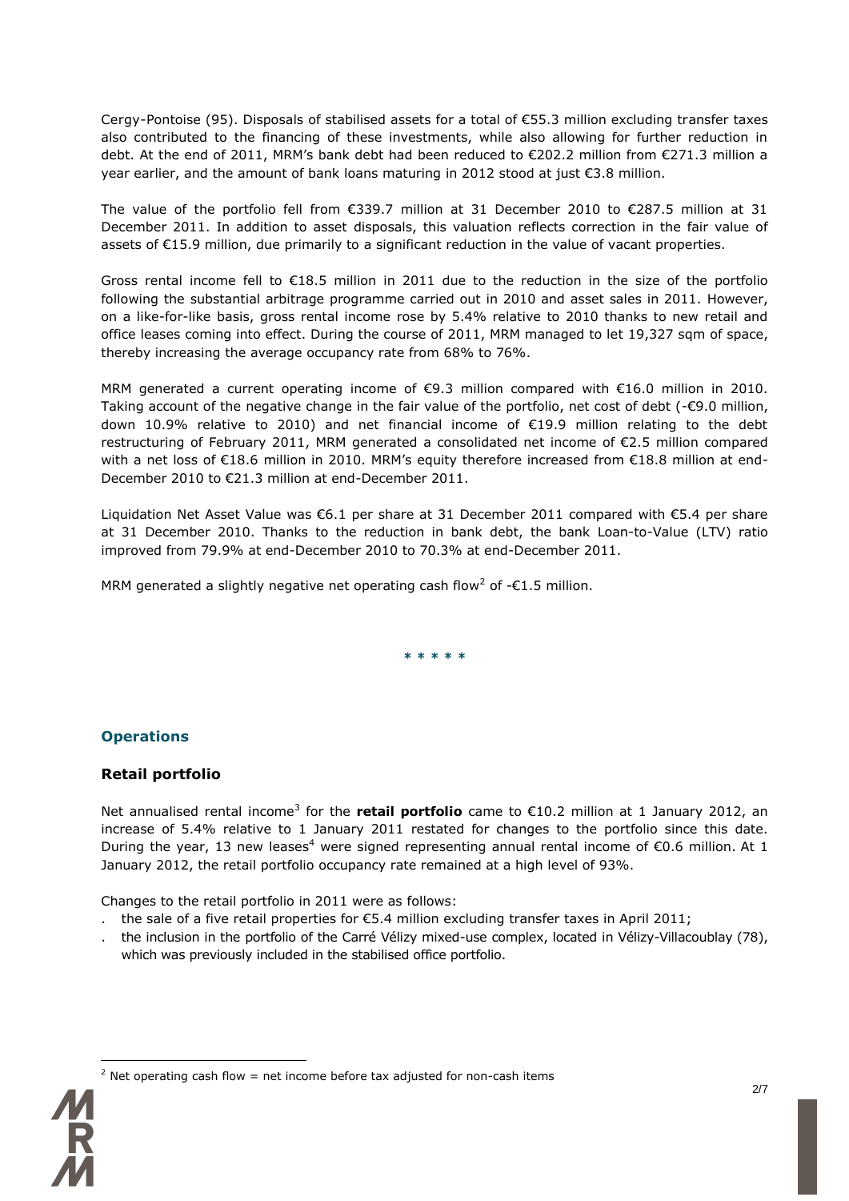Cergy-Pontoise (95). Disposals of stabilised assets for a total of €55.3 million excluding transfer taxes also contributed to the financing of these investments, while also allowing for further reduction in debt. At the end of 2011, MRM's bank debt had been reduced to €202.2 million from €271.3 million a year earlier, and the amount of bank loans maturing in 2012 stood at just €3.8 million.

The value of the portfolio fell from €339.7 million at 31 December 2010 to €287.5 million at 31 December 2011. In addition to asset disposals, this valuation reflects correction in the fair value of assets of €15.9 million, due primarily to a significant reduction in the value of vacant properties.

Gross rental income fell to €18.5 million in 2011 due to the reduction in the size of the portfolio following the substantial arbitrage programme carried out in 2010 and asset sales in 2011. However, on a like-for-like basis, gross rental income rose by 5.4% relative to 2010 thanks to new retail and office leases coming into effect. During the course of 2011, MRM managed to let 19,327 sqm of space, thereby increasing the average occupancy rate from 68% to 76%.

MRM generated a current operating income of €9.3 million compared with €16.0 million in 2010. Taking account of the negative change in the fair value of the portfolio, net cost of debt (-€9.0 million, down 10.9% relative to 2010) and net financial income of €19.9 million relating to the debt restructuring of February 2011, MRM generated a consolidated net income of €2.5 million compared with a net loss of €18.6 million in 2010. MRM's equity therefore increased from €18.8 million at end-December 2010 to €21.3 million at end-December 2011.

Liquidation Net Asset Value was €6.1 per share at 31 December 2011 compared with €5.4 per share at 31 December 2010. Thanks to the reduction in bank debt, the bank Loan-to-Value (LTV) ratio improved from 79.9% at end-December 2010 to 70.3% at end-December 2011.

MRM generated a slightly negative net operating cash flow[2] of -€1.5 million.

\* \* \* \* \*

## Operations

### Retail portfolio

Net annualised rental income[3] for the **retail portfolio** came to €10.2 million at 1 January 2012, an increase of 5.4% relative to 1 January 2011 restated for changes to the portfolio since this date. During the year, 13 new leases[4] were signed representing annual rental income of €0.6 million. At 1 January 2012, the retail portfolio occupancy rate remained at a high level of 93%.

Changes to the retail portfolio in 2011 were as follows:

- the sale of a five retail properties for €5.4 million excluding transfer taxes in April 2011;
- the inclusion in the portfolio of the Carré Vélizy mixed-use complex, located in Vélizy-Villacoublay (78), which was previously included in the stabilised office portfolio.

[2] Net operating cash flow = net income before tax adjusted for non-cash items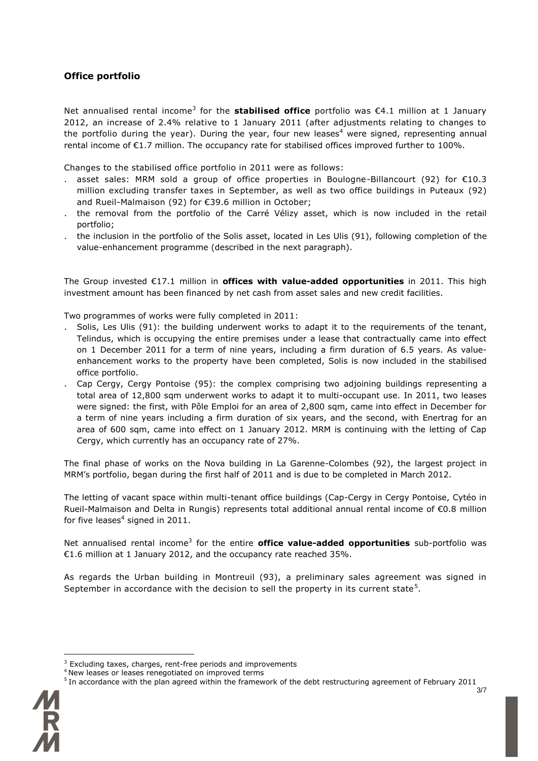## Office portfolio

Net annualised rental income[3] for the **stabilised office** portfolio was €4.1 million at 1 January 2012, an increase of 2.4% relative to 1 January 2011 (after adjustments relating to changes to the portfolio during the year). During the year, four new leases[4] were signed, representing annual rental income of €1.7 million. The occupancy rate for stabilised offices improved further to 100%.

Changes to the stabilised office portfolio in 2011 were as follows:

- asset sales: MRM sold a group of office properties in Boulogne-Billancourt (92) for €10.3 million excluding transfer taxes in September, as well as two office buildings in Puteaux (92) and Rueil-Malmaison (92) for €39.6 million in October;
- the removal from the portfolio of the Carré Vélizy asset, which is now included in the retail portfolio;
- the inclusion in the portfolio of the Solis asset, located in Les Ulis (91), following completion of the value-enhancement programme (described in the next paragraph).

The Group invested €17.1 million in **offices with value-added opportunities** in 2011. This high investment amount has been financed by net cash from asset sales and new credit facilities.

Two programmes of works were fully completed in 2011:

- Solis, Les Ulis (91): the building underwent works to adapt it to the requirements of the tenant, Telindus, which is occupying the entire premises under a lease that contractually came into effect on 1 December 2011 for a term of nine years, including a firm duration of 6.5 years. As value-enhancement works to the property have been completed, Solis is now included in the stabilised office portfolio.
- Cap Cergy, Cergy Pontoise (95): the complex comprising two adjoining buildings representing a total area of 12,800 sqm underwent works to adapt it to multi-occupant use. In 2011, two leases were signed: the first, with Pôle Emploi for an area of 2,800 sqm, came into effect in December for a term of nine years including a firm duration of six years, and the second, with Enertrag for an area of 600 sqm, came into effect on 1 January 2012. MRM is continuing with the letting of Cap Cergy, which currently has an occupancy rate of 27%.

The final phase of works on the Nova building in La Garenne-Colombes (92), the largest project in MRM's portfolio, began during the first half of 2011 and is due to be completed in March 2012.

The letting of vacant space within multi-tenant office buildings (Cap-Cergy in Cergy Pontoise, Cytéo in Rueil-Malmaison and Delta in Rungis) represents total additional annual rental income of €0.8 million for five leases[4] signed in 2011.

Net annualised rental income[3] for the entire **office value-added opportunities** sub-portfolio was €1.6 million at 1 January 2012, and the occupancy rate reached 35%.

As regards the Urban building in Montreuil (93), a preliminary sales agreement was signed in September in accordance with the decision to sell the property in its current state[5].

---

[3] Excluding taxes, charges, rent-free periods and improvements

[4] New leases or leases renegotiated on improved terms

[5] In accordance with the plan agreed within the framework of the debt restructuring agreement of February 2011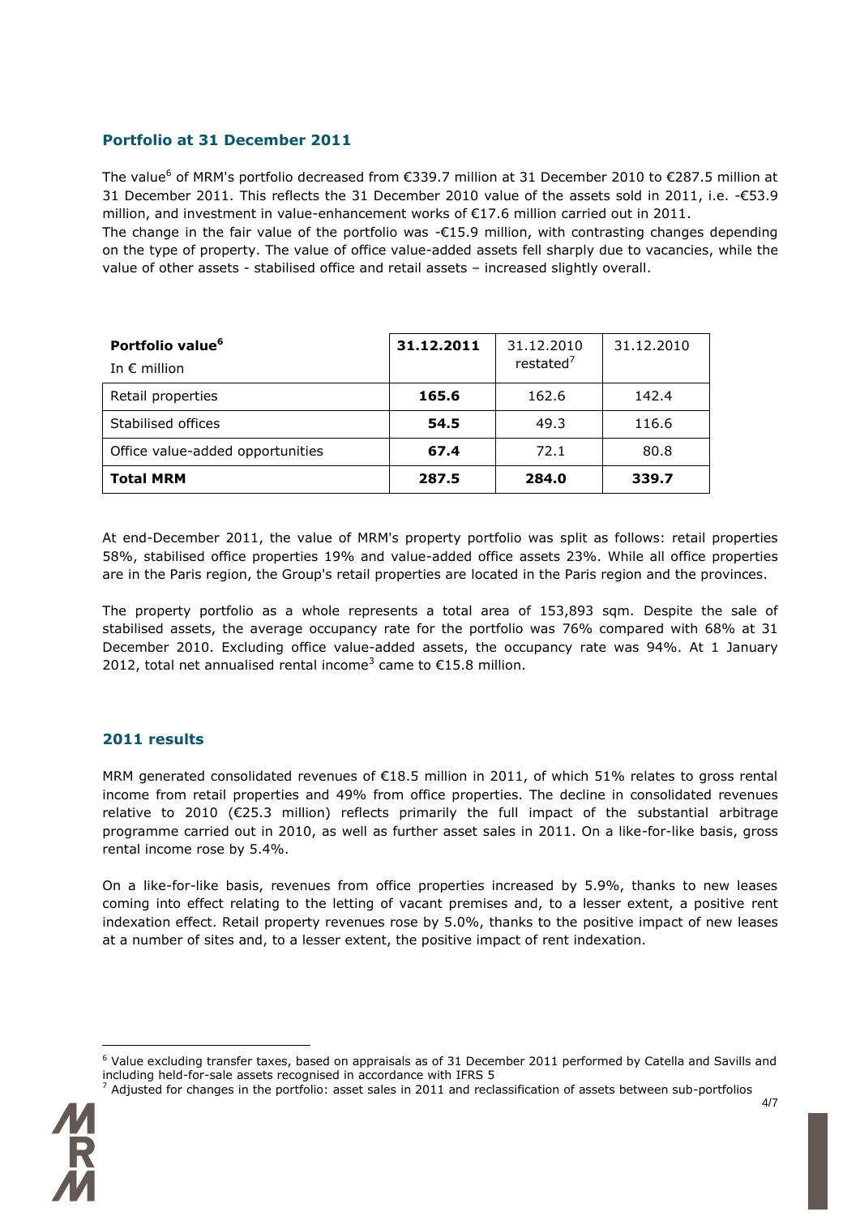## Portfolio at 31 December 2011

The value[6] of MRM's portfolio decreased from €339.7 million at 31 December 2010 to €287.5 million at 31 December 2011. This reflects the 31 December 2010 value of the assets sold in 2011, i.e. -€53.9 million, and investment in value-enhancement works of €17.6 million carried out in 2011.

The change in the fair value of the portfolio was -€15.9 million, with contrasting changes depending on the type of property. The value of office value-added assets fell sharply due to vacancies, while the value of other assets - stabilised office and retail assets – increased slightly overall.

| **Portfolio value[6]** In € million | **31.12.2011** | 31.12.2010 restated[7] | 31.12.2010 |
|---|---|---|---|
| Retail properties | **165.6** | 162.6 | 142.4 |
| Stabilised offices | **54.5** | 49.3 | 116.6 |
| Office value-added opportunities | **67.4** | 72.1 | 80.8 |
| **Total MRM** | **287.5** | **284.0** | **339.7** |

At end-December 2011, the value of MRM's property portfolio was split as follows: retail properties 58%, stabilised office properties 19% and value-added office assets 23%. While all office properties are in the Paris region, the Group's retail properties are located in the Paris region and the provinces.

The property portfolio as a whole represents a total area of 153,893 sqm. Despite the sale of stabilised assets, the average occupancy rate for the portfolio was 76% compared with 68% at 31 December 2010. Excluding office value-added assets, the occupancy rate was 94%. At 1 January 2012, total net annualised rental income[3] came to €15.8 million.

## 2011 results

MRM generated consolidated revenues of €18.5 million in 2011, of which 51% relates to gross rental income from retail properties and 49% from office properties. The decline in consolidated revenues relative to 2010 (€25.3 million) reflects primarily the full impact of the substantial arbitrage programme carried out in 2010, as well as further asset sales in 2011. On a like-for-like basis, gross rental income rose by 5.4%.

On a like-for-like basis, revenues from office properties increased by 5.9%, thanks to new leases coming into effect relating to the letting of vacant premises and, to a lesser extent, a positive rent indexation effect. Retail property revenues rose by 5.0%, thanks to the positive impact of new leases at a number of sites and, to a lesser extent, the positive impact of rent indexation.

---

[6] Value excluding transfer taxes, based on appraisals as of 31 December 2011 performed by Catella and Savills and including held-for-sale assets recognised in accordance with IFRS 5

[7] Adjusted for changes in the portfolio: asset sales in 2011 and reclassification of assets between sub-portfolios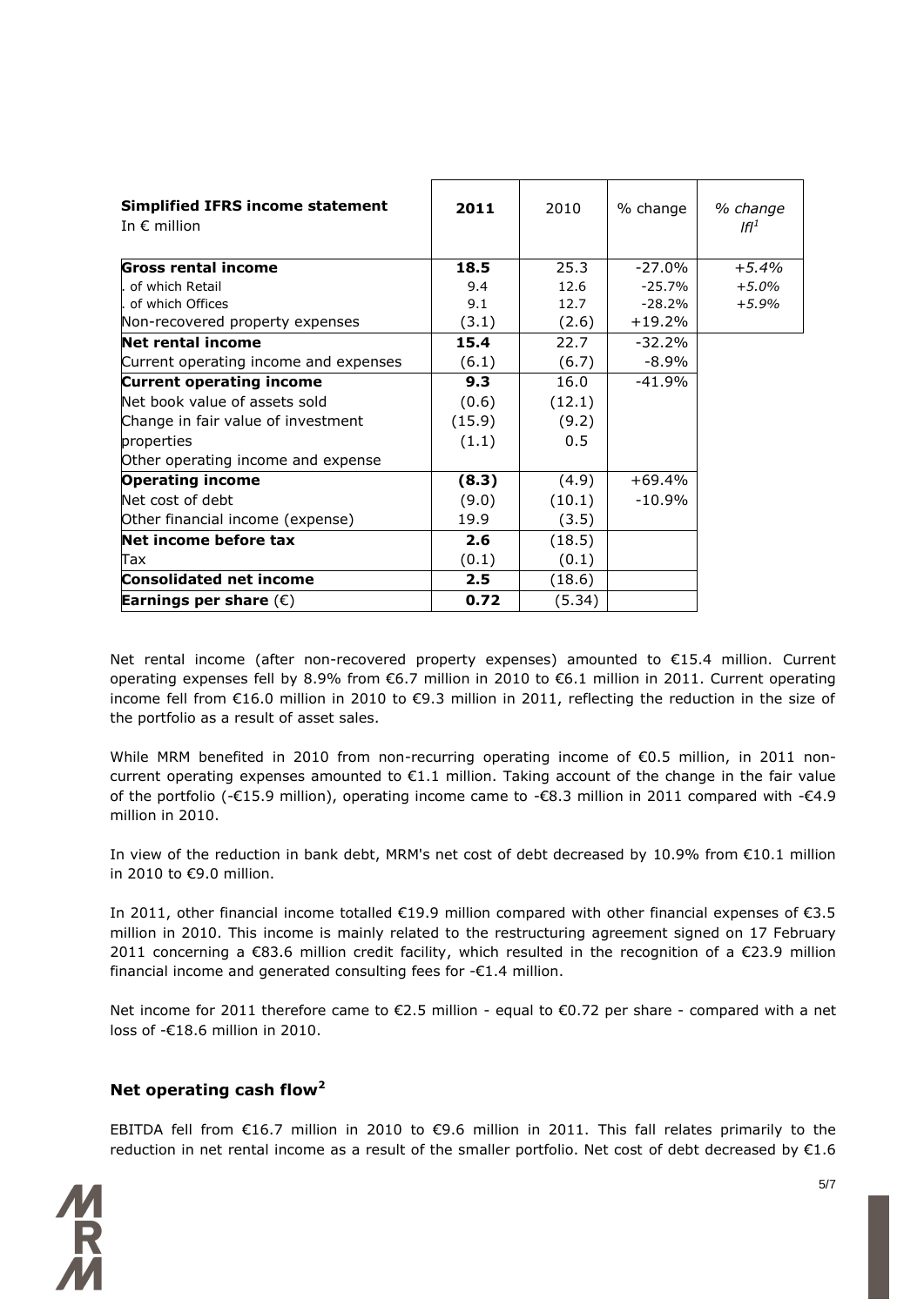| **Simplified IFRS income statement** In € million | **2011** | 2010 | % change | *% change lfl*[1] |
|---|---|---|---|---|
| **Gross rental income** | **18.5** | 25.3 | -27.0% | *+5.4%* |
| . of which Retail | 9.4 | 12.6 | -25.7% | *+5.0%* |
| . of which Offices | 9.1 | 12.7 | -28.2% | *+5.9%* |
| Non-recovered property expenses | (3.1) | (2.6) | +19.2% | |
| **Net rental income** | **15.4** | 22.7 | -32.2% | |
| Current operating income and expenses | (6.1) | (6.7) | -8.9% | |
| **Current operating income** | **9.3** | 16.0 | -41.9% | |
| Net book value of assets sold | (0.6) | (12.1) | | |
| Change in fair value of investment properties | (15.9) | (9.2) | | |
| Other operating income and expense | (1.1) | 0.5 | | |
| **Operating income** | **(8.3)** | (4.9) | +69.4% | |
| Net cost of debt | (9.0) | (10.1) | -10.9% | |
| Other financial income (expense) | 19.9 | (3.5) | | |
| **Net income before tax** | **2.6** | (18.5) | | |
| Tax | (0.1) | (0.1) | | |
| **Consolidated net income** | **2.5** | (18.6) | | |
| **Earnings per share** (€) | **0.72** | (5.34) | | |

Net rental income (after non-recovered property expenses) amounted to €15.4 million. Current operating expenses fell by 8.9% from €6.7 million in 2010 to €6.1 million in 2011. Current operating income fell from €16.0 million in 2010 to €9.3 million in 2011, reflecting the reduction in the size of the portfolio as a result of asset sales.

While MRM benefited in 2010 from non-recurring operating income of €0.5 million, in 2011 non-current operating expenses amounted to €1.1 million. Taking account of the change in the fair value of the portfolio (-€15.9 million), operating income came to -€8.3 million in 2011 compared with -€4.9 million in 2010.

In view of the reduction in bank debt, MRM's net cost of debt decreased by 10.9% from €10.1 million in 2010 to €9.0 million.

In 2011, other financial income totalled €19.9 million compared with other financial expenses of €3.5 million in 2010. This income is mainly related to the restructuring agreement signed on 17 February 2011 concerning a €83.6 million credit facility, which resulted in the recognition of a €23.9 million financial income and generated consulting fees for -€1.4 million.

Net income for 2011 therefore came to €2.5 million - equal to €0.72 per share - compared with a net loss of -€18.6 million in 2010.

## Net operating cash flow[2]

EBITDA fell from €16.7 million in 2010 to €9.6 million in 2011. This fall relates primarily to the reduction in net rental income as a result of the smaller portfolio. Net cost of debt decreased by €1.6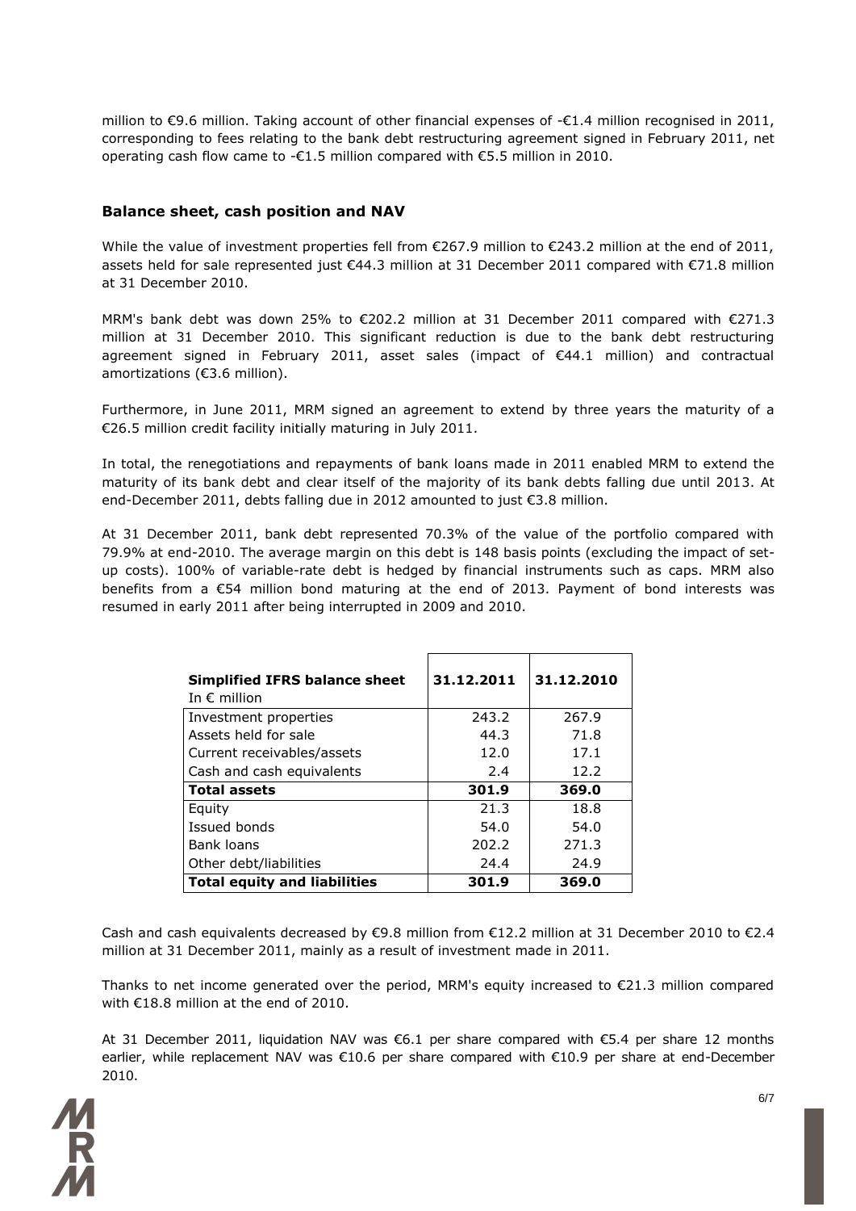million to €9.6 million. Taking account of other financial expenses of -€1.4 million recognised in 2011, corresponding to fees relating to the bank debt restructuring agreement signed in February 2011, net operating cash flow came to -€1.5 million compared with €5.5 million in 2010.

### Balance sheet, cash position and NAV

While the value of investment properties fell from €267.9 million to €243.2 million at the end of 2011, assets held for sale represented just €44.3 million at 31 December 2011 compared with €71.8 million at 31 December 2010.

MRM's bank debt was down 25% to €202.2 million at 31 December 2011 compared with €271.3 million at 31 December 2010. This significant reduction is due to the bank debt restructuring agreement signed in February 2011, asset sales (impact of €44.1 million) and contractual amortizations (€3.6 million).

Furthermore, in June 2011, MRM signed an agreement to extend by three years the maturity of a €26.5 million credit facility initially maturing in July 2011.

In total, the renegotiations and repayments of bank loans made in 2011 enabled MRM to extend the maturity of its bank debt and clear itself of the majority of its bank debts falling due until 2013. At end-December 2011, debts falling due in 2012 amounted to just €3.8 million.

At 31 December 2011, bank debt represented 70.3% of the value of the portfolio compared with 79.9% at end-2010. The average margin on this debt is 148 basis points (excluding the impact of set-up costs). 100% of variable-rate debt is hedged by financial instruments such as caps. MRM also benefits from a €54 million bond maturing at the end of 2013. Payment of bond interests was resumed in early 2011 after being interrupted in 2009 and 2010.

| **Simplified IFRS balance sheet** In € million | **31.12.2011** | **31.12.2010** |
|---|---|---|
| Investment properties | 243.2 | 267.9 |
| Assets held for sale | 44.3 | 71.8 |
| Current receivables/assets | 12.0 | 17.1 |
| Cash and cash equivalents | 2.4 | 12.2 |
| **Total assets** | **301.9** | **369.0** |
| Equity | 21.3 | 18.8 |
| Issued bonds | 54.0 | 54.0 |
| Bank loans | 202.2 | 271.3 |
| Other debt/liabilities | 24.4 | 24.9 |
| **Total equity and liabilities** | **301.9** | **369.0** |

Cash and cash equivalents decreased by €9.8 million from €12.2 million at 31 December 2010 to €2.4 million at 31 December 2011, mainly as a result of investment made in 2011.

Thanks to net income generated over the period, MRM's equity increased to €21.3 million compared with €18.8 million at the end of 2010.

At 31 December 2011, liquidation NAV was €6.1 per share compared with €5.4 per share 12 months earlier, while replacement NAV was €10.6 per share compared with €10.9 per share at end-December 2010.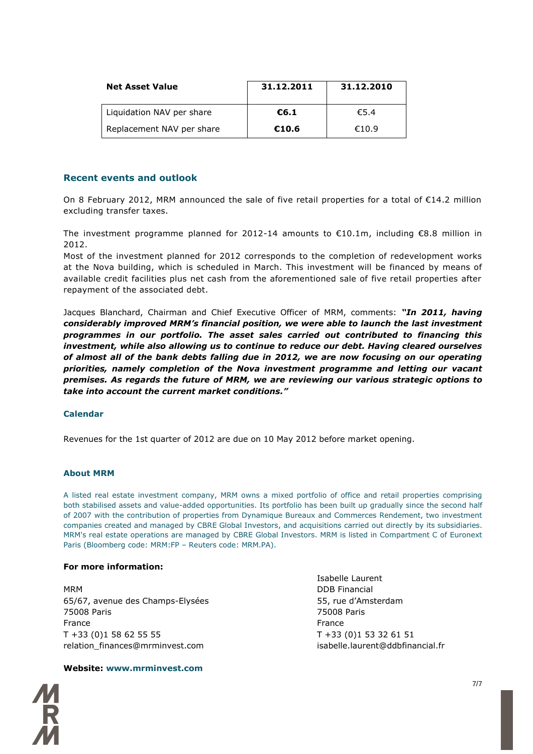| Net Asset Value | 31.12.2011 | 31.12.2010 |
|---|---|---|
| Liquidation NAV per share | **€6.1** | €5.4 |
| Replacement NAV per share | **€10.6** | €10.9 |

## Recent events and outlook

On 8 February 2012, MRM announced the sale of five retail properties for a total of €14.2 million excluding transfer taxes.

The investment programme planned for 2012-14 amounts to €10.1m, including €8.8 million in 2012.
Most of the investment planned for 2012 corresponds to the completion of redevelopment works at the Nova building, which is scheduled in March. This investment will be financed by means of available credit facilities plus net cash from the aforementioned sale of five retail properties after repayment of the associated debt.

Jacques Blanchard, Chairman and Chief Executive Officer of MRM, comments: ***"In 2011, having considerably improved MRM's financial position, we were able to launch the last investment programmes in our portfolio. The asset sales carried out contributed to financing this investment, while also allowing us to continue to reduce our debt. Having cleared ourselves of almost all of the bank debts falling due in 2012, we are now focusing on our operating priorities, namely completion of the Nova investment programme and letting our vacant premises. As regards the future of MRM, we are reviewing our various strategic options to take into account the current market conditions."***

### Calendar

Revenues for the 1st quarter of 2012 are due on 10 May 2012 before market opening.

### About MRM

A listed real estate investment company, MRM owns a mixed portfolio of office and retail properties comprising both stabilised assets and value-added opportunities. Its portfolio has been built up gradually since the second half of 2007 with the contribution of properties from Dynamique Bureaux and Commerces Rendement, two investment companies created and managed by CBRE Global Investors, and acquisitions carried out directly by its subsidiaries. MRM's real estate operations are managed by CBRE Global Investors. MRM is listed in Compartment C of Euronext Paris (Bloomberg code: MRM:FP – Reuters code: MRM.PA).

**For more information:**

MRM
65/67, avenue des Champs-Elysées
75008 Paris
France
T +33 (0)1 58 62 55 55
relation_finances@mrminvest.com

Isabelle Laurent
DDB Financial
55, rue d'Amsterdam
75008 Paris
France
T +33 (0)1 53 32 61 51
isabelle.laurent@ddbfinancial.fr

**Website: www.mrminvest.com**